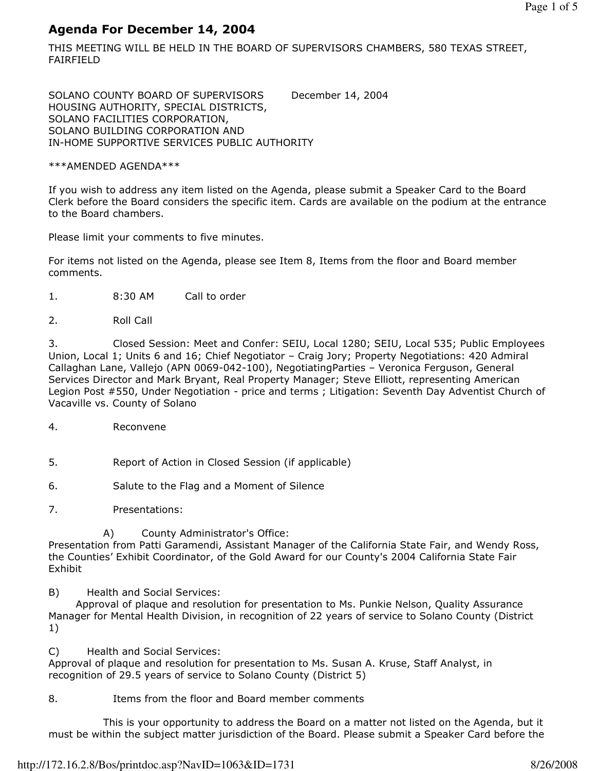# Agenda For December 14, 2004

THIS MEETING WILL BE HELD IN THE BOARD OF SUPERVISORS CHAMBERS, 580 TEXAS STREET, FAIRFIELD

SOLANO COUNTY BOARD OF SUPERVISORS        December 14, 2004
HOUSING AUTHORITY, SPECIAL DISTRICTS,
SOLANO FACILITIES CORPORATION,
SOLANO BUILDING CORPORATION AND
IN-HOME SUPPORTIVE SERVICES PUBLIC AUTHORITY

***AMENDED AGENDA***

If you wish to address any item listed on the Agenda, please submit a Speaker Card to the Board Clerk before the Board considers the specific item. Cards are available on the podium at the entrance to the Board chambers.

Please limit your comments to five minutes.

For items not listed on the Agenda, please see Item 8, Items from the floor and Board member comments.

1. 8:30 AM Call to order

2. Roll Call

3. Closed Session: Meet and Confer: SEIU, Local 1280; SEIU, Local 535; Public Employees Union, Local 1; Units 6 and 16; Chief Negotiator – Craig Jory; Property Negotiations: 420 Admiral Callaghan Lane, Vallejo (APN 0069-042-100), NegotiatingParties – Veronica Ferguson, General Services Director and Mark Bryant, Real Property Manager; Steve Elliott, representing American Legion Post #550, Under Negotiation - price and terms ; Litigation: Seventh Day Adventist Church of Vacaville vs. County of Solano

4. Reconvene

5. Report of Action in Closed Session (if applicable)

6. Salute to the Flag and a Moment of Silence

7. Presentations:

A) County Administrator's Office:
Presentation from Patti Garamendi, Assistant Manager of the California State Fair, and Wendy Ross, the Counties' Exhibit Coordinator, of the Gold Award for our County's 2004 California State Fair Exhibit

B) Health and Social Services:
Approval of plaque and resolution for presentation to Ms. Punkie Nelson, Quality Assurance Manager for Mental Health Division, in recognition of 22 years of service to Solano County (District 1)

C) Health and Social Services:
Approval of plaque and resolution for presentation to Ms. Susan A. Kruse, Staff Analyst, in recognition of 29.5 years of service to Solano County (District 5)

8. Items from the floor and Board member comments

This is your opportunity to address the Board on a matter not listed on the Agenda, but it must be within the subject matter jurisdiction of the Board. Please submit a Speaker Card before the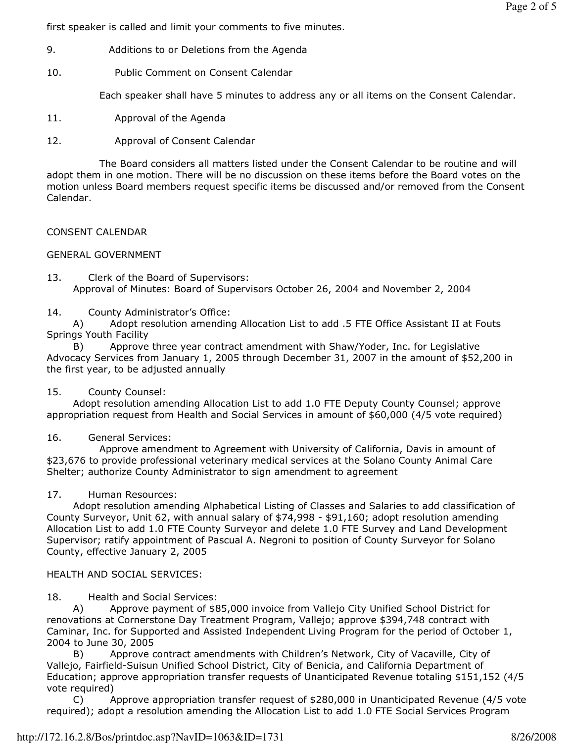first speaker is called and limit your comments to five minutes.

9. Additions to or Deletions from the Agenda

10. Public Comment on Consent Calendar

Each speaker shall have 5 minutes to address any or all items on the Consent Calendar.

11. Approval of the Agenda

12. Approval of Consent Calendar

The Board considers all matters listed under the Consent Calendar to be routine and will adopt them in one motion. There will be no discussion on these items before the Board votes on the motion unless Board members request specific items be discussed and/or removed from the Consent Calendar.

CONSENT CALENDAR

GENERAL GOVERNMENT

13. Clerk of the Board of Supervisors:
Approval of Minutes: Board of Supervisors October 26, 2004 and November 2, 2004

14. County Administrator's Office:
A) Adopt resolution amending Allocation List to add .5 FTE Office Assistant II at Fouts Springs Youth Facility
B) Approve three year contract amendment with Shaw/Yoder, Inc. for Legislative Advocacy Services from January 1, 2005 through December 31, 2007 in the amount of $52,200 in the first year, to be adjusted annually

15. County Counsel:
Adopt resolution amending Allocation List to add 1.0 FTE Deputy County Counsel; approve appropriation request from Health and Social Services in amount of $60,000 (4/5 vote required)

16. General Services:
Approve amendment to Agreement with University of California, Davis in amount of $23,676 to provide professional veterinary medical services at the Solano County Animal Care Shelter; authorize County Administrator to sign amendment to agreement

17. Human Resources:
Adopt resolution amending Alphabetical Listing of Classes and Salaries to add classification of County Surveyor, Unit 62, with annual salary of $74,998 - $91,160; adopt resolution amending Allocation List to add 1.0 FTE County Surveyor and delete 1.0 FTE Survey and Land Development Supervisor; ratify appointment of Pascual A. Negroni to position of County Surveyor for Solano County, effective January 2, 2005

HEALTH AND SOCIAL SERVICES:

18. Health and Social Services:
A) Approve payment of $85,000 invoice from Vallejo City Unified School District for renovations at Cornerstone Day Treatment Program, Vallejo; approve $394,748 contract with Caminar, Inc. for Supported and Assisted Independent Living Program for the period of October 1, 2004 to June 30, 2005
B) Approve contract amendments with Children's Network, City of Vacaville, City of Vallejo, Fairfield-Suisun Unified School District, City of Benicia, and California Department of Education; approve appropriation transfer requests of Unanticipated Revenue totaling $151,152 (4/5 vote required)
C) Approve appropriation transfer request of $280,000 in Unanticipated Revenue (4/5 vote required); adopt a resolution amending the Allocation List to add 1.0 FTE Social Services Program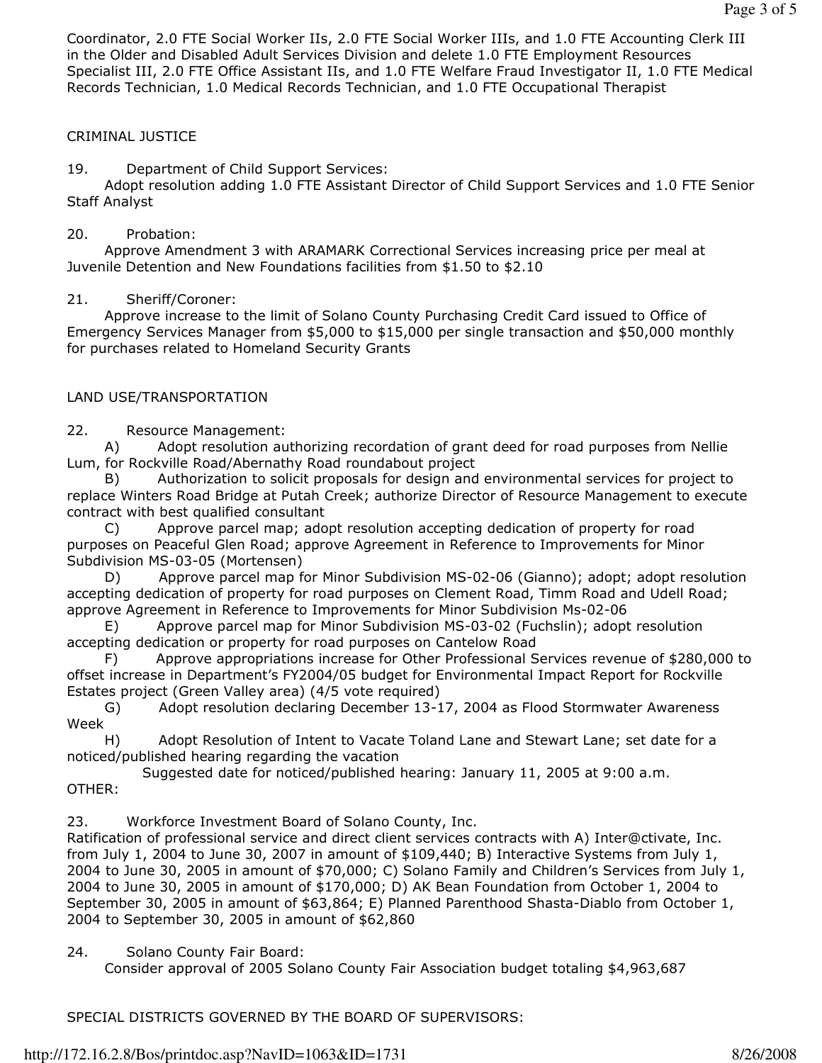Coordinator, 2.0 FTE Social Worker IIs, 2.0 FTE Social Worker IIIs, and 1.0 FTE Accounting Clerk III in the Older and Disabled Adult Services Division and delete 1.0 FTE Employment Resources Specialist III, 2.0 FTE Office Assistant IIs, and 1.0 FTE Welfare Fraud Investigator II, 1.0 FTE Medical Records Technician, 1.0 Medical Records Technician, and 1.0 FTE Occupational Therapist

CRIMINAL JUSTICE

19. Department of Child Support Services:
Adopt resolution adding 1.0 FTE Assistant Director of Child Support Services and 1.0 FTE Senior Staff Analyst

20. Probation:
Approve Amendment 3 with ARAMARK Correctional Services increasing price per meal at Juvenile Detention and New Foundations facilities from $1.50 to $2.10

21. Sheriff/Coroner:
Approve increase to the limit of Solano County Purchasing Credit Card issued to Office of Emergency Services Manager from $5,000 to $15,000 per single transaction and $50,000 monthly for purchases related to Homeland Security Grants

LAND USE/TRANSPORTATION

22. Resource Management:
A) Adopt resolution authorizing recordation of grant deed for road purposes from Nellie Lum, for Rockville Road/Abernathy Road roundabout project
B) Authorization to solicit proposals for design and environmental services for project to replace Winters Road Bridge at Putah Creek; authorize Director of Resource Management to execute contract with best qualified consultant
C) Approve parcel map; adopt resolution accepting dedication of property for road purposes on Peaceful Glen Road; approve Agreement in Reference to Improvements for Minor Subdivision MS-03-05 (Mortensen)
D) Approve parcel map for Minor Subdivision MS-02-06 (Gianno); adopt; adopt resolution accepting dedication of property for road purposes on Clement Road, Timm Road and Udell Road; approve Agreement in Reference to Improvements for Minor Subdivision Ms-02-06
E) Approve parcel map for Minor Subdivision MS-03-02 (Fuchslin); adopt resolution accepting dedication or property for road purposes on Cantelow Road
F) Approve appropriations increase for Other Professional Services revenue of $280,000 to offset increase in Department's FY2004/05 budget for Environmental Impact Report for Rockville Estates project (Green Valley area) (4/5 vote required)
G) Adopt resolution declaring December 13-17, 2004 as Flood Stormwater Awareness Week
H) Adopt Resolution of Intent to Vacate Toland Lane and Stewart Lane; set date for a noticed/published hearing regarding the vacation
Suggested date for noticed/published hearing: January 11, 2005 at 9:00 a.m.

OTHER:

23. Workforce Investment Board of Solano County, Inc.
Ratification of professional service and direct client services contracts with A) Inter@ctivate, Inc. from July 1, 2004 to June 30, 2007 in amount of $109,440; B) Interactive Systems from July 1, 2004 to June 30, 2005 in amount of $70,000; C) Solano Family and Children's Services from July 1, 2004 to June 30, 2005 in amount of $170,000; D) AK Bean Foundation from October 1, 2004 to September 30, 2005 in amount of $63,864; E) Planned Parenthood Shasta-Diablo from October 1, 2004 to September 30, 2005 in amount of $62,860

24. Solano County Fair Board:
Consider approval of 2005 Solano County Fair Association budget totaling $4,963,687

SPECIAL DISTRICTS GOVERNED BY THE BOARD OF SUPERVISORS: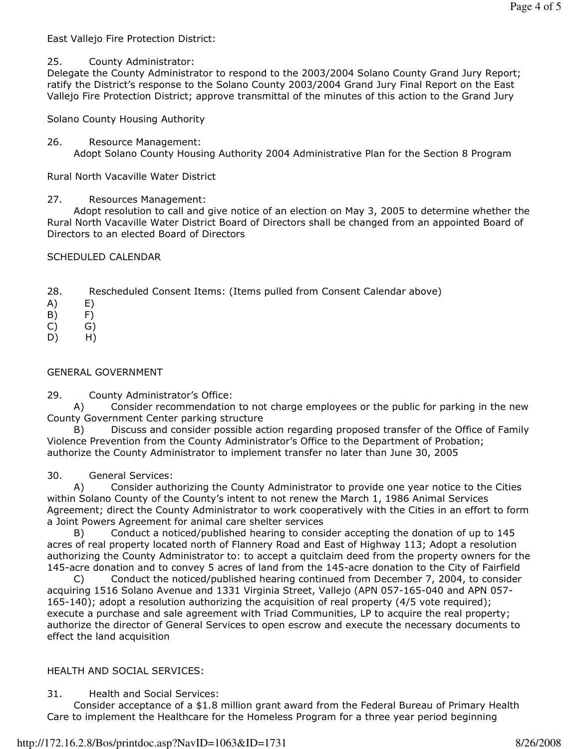East Vallejo Fire Protection District:

25. County Administrator:
Delegate the County Administrator to respond to the 2003/2004 Solano County Grand Jury Report; ratify the District's response to the Solano County 2003/2004 Grand Jury Final Report on the East Vallejo Fire Protection District; approve transmittal of the minutes of this action to the Grand Jury

Solano County Housing Authority

26. Resource Management:
Adopt Solano County Housing Authority 2004 Administrative Plan for the Section 8 Program

Rural North Vacaville Water District

27. Resources Management:
Adopt resolution to call and give notice of an election on May 3, 2005 to determine whether the Rural North Vacaville Water District Board of Directors shall be changed from an appointed Board of Directors to an elected Board of Directors

SCHEDULED CALENDAR

28. Rescheduled Consent Items: (Items pulled from Consent Calendar above)

A) E)
B) F)
C) G)
D) H)

GENERAL GOVERNMENT

29. County Administrator's Office:
A) Consider recommendation to not charge employees or the public for parking in the new County Government Center parking structure
B) Discuss and consider possible action regarding proposed transfer of the Office of Family Violence Prevention from the County Administrator's Office to the Department of Probation; authorize the County Administrator to implement transfer no later than June 30, 2005

30. General Services:
A) Consider authorizing the County Administrator to provide one year notice to the Cities within Solano County of the County's intent to not renew the March 1, 1986 Animal Services Agreement; direct the County Administrator to work cooperatively with the Cities in an effort to form a Joint Powers Agreement for animal care shelter services
B) Conduct a noticed/published hearing to consider accepting the donation of up to 145 acres of real property located north of Flannery Road and East of Highway 113; Adopt a resolution authorizing the County Administrator to: to accept a quitclaim deed from the property owners for the 145-acre donation and to convey 5 acres of land from the 145-acre donation to the City of Fairfield
C) Conduct the noticed/published hearing continued from December 7, 2004, to consider acquiring 1516 Solano Avenue and 1331 Virginia Street, Vallejo (APN 057-165-040 and APN 057-165-140); adopt a resolution authorizing the acquisition of real property (4/5 vote required); execute a purchase and sale agreement with Triad Communities, LP to acquire the real property; authorize the director of General Services to open escrow and execute the necessary documents to effect the land acquisition

HEALTH AND SOCIAL SERVICES:

31. Health and Social Services:
Consider acceptance of a $1.8 million grant award from the Federal Bureau of Primary Health Care to implement the Healthcare for the Homeless Program for a three year period beginning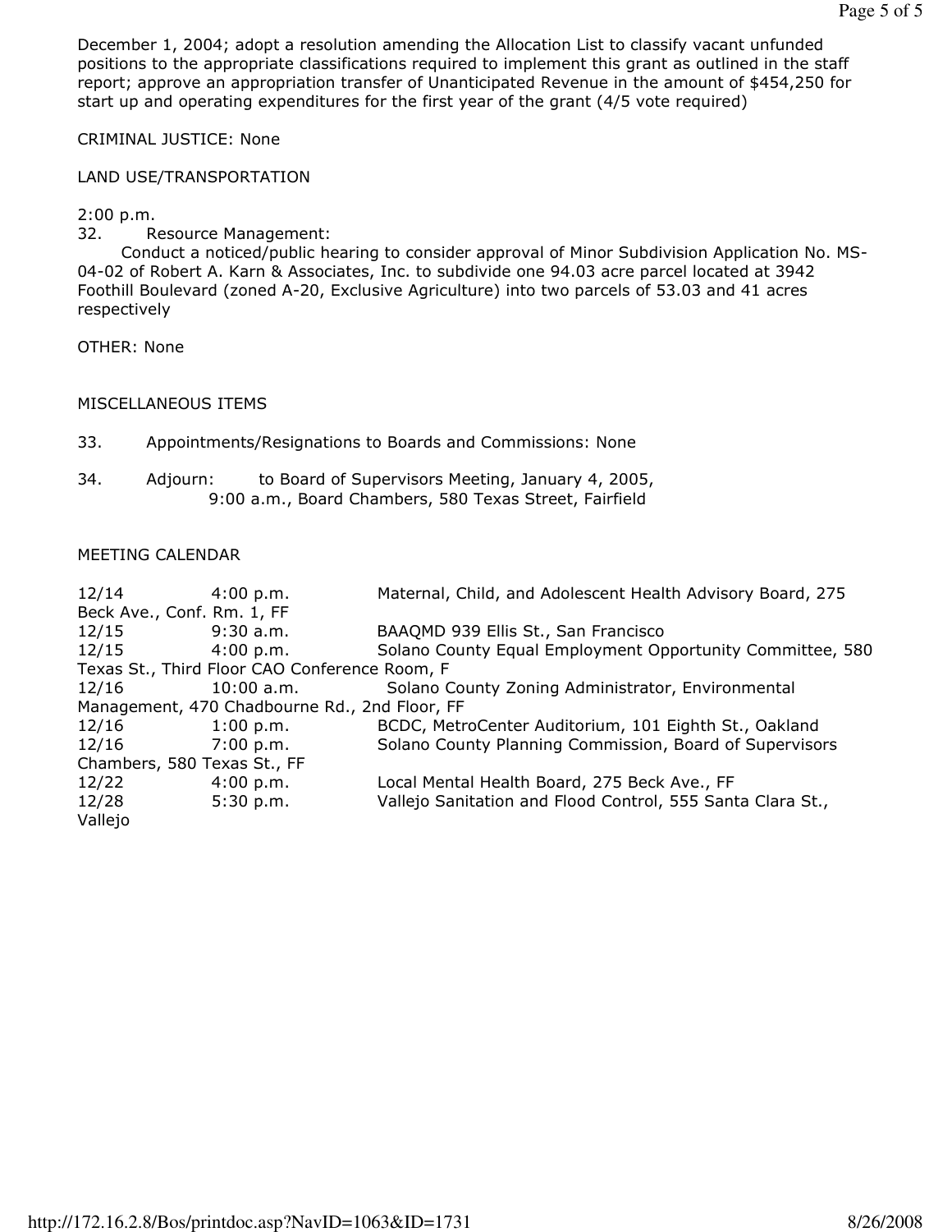December 1, 2004; adopt a resolution amending the Allocation List to classify vacant unfunded positions to the appropriate classifications required to implement this grant as outlined in the staff report; approve an appropriation transfer of Unanticipated Revenue in the amount of $454,250 for start up and operating expenditures for the first year of the grant (4/5 vote required)

CRIMINAL JUSTICE: None

LAND USE/TRANSPORTATION

2:00 p.m.

32. Resource Management:

Conduct a noticed/public hearing to consider approval of Minor Subdivision Application No. MS-04-02 of Robert A. Karn & Associates, Inc. to subdivide one 94.03 acre parcel located at 3942 Foothill Boulevard (zoned A-20, Exclusive Agriculture) into two parcels of 53.03 and 41 acres respectively

OTHER: None

MISCELLANEOUS ITEMS

33. Appointments/Resignations to Boards and Commissions: None

34. Adjourn: to Board of Supervisors Meeting, January 4, 2005, 9:00 a.m., Board Chambers, 580 Texas Street, Fairfield

MEETING CALENDAR

| | | |
|---|---|---|
| 12/14 | 4:00 p.m. | Maternal, Child, and Adolescent Health Advisory Board, 275 Beck Ave., Conf. Rm. 1, FF |
| 12/15 | 9:30 a.m. | BAAQMD 939 Ellis St., San Francisco |
| 12/15 | 4:00 p.m. | Solano County Equal Employment Opportunity Committee, 580 Texas St., Third Floor CAO Conference Room, F |
| 12/16 | 10:00 a.m. | Solano County Zoning Administrator, Environmental Management, 470 Chadbourne Rd., 2nd Floor, FF |
| 12/16 | 1:00 p.m. | BCDC, MetroCenter Auditorium, 101 Eighth St., Oakland |
| 12/16 | 7:00 p.m. | Solano County Planning Commission, Board of Supervisors Chambers, 580 Texas St., FF |
| 12/22 | 4:00 p.m. | Local Mental Health Board, 275 Beck Ave., FF |
| 12/28 | 5:30 p.m. | Vallejo Sanitation and Flood Control, 555 Santa Clara St., Vallejo |